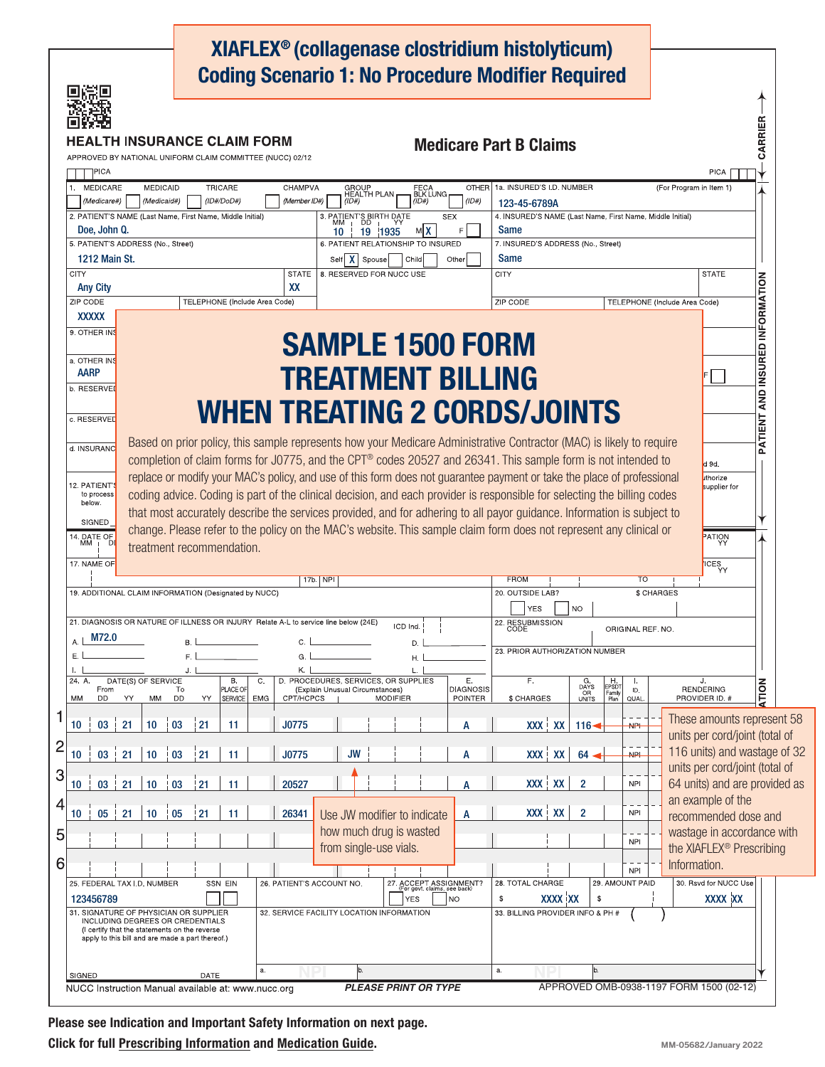# XIAFLEX® (collagenase clostridium histolyticum)
## Coding Scenario 1: No Procedure Modifier Required

**HEALTH INSURANCE CLAIM FORM**

APPROVED BY NATIONAL UNIFORM CLAIM COMMITTEE (NUCC) 02/12

**Medicare Part B Claims**

PICA

1. MEDICARE (Medicare#) [ ] MEDICAID (Medicaid#) [ ] TRICARE (ID#/DoD#) [ ] CHAMPVA (Member ID#) [ ] GROUP HEALTH PLAN (ID#) [ ] FECA BLK LUNG (ID#) [ ] OTHER (ID#) [ ]

1a. INSURED'S I.D. NUMBER (For Program in Item 1): 123-45-6789A

2. PATIENT'S NAME (Last Name, First Name, Middle Initial): Doe, John Q.

3. PATIENT'S BIRTH DATE (MM DD YY): 10 19 1935 — SEX: M [X] F [ ]

4. INSURED'S NAME (Last Name, First Name, Middle Initial): Same

5. PATIENT'S ADDRESS (No., Street): 1212 Main St.

6. PATIENT RELATIONSHIP TO INSURED: Self [X] Spouse [ ] Child [ ] Other [ ]

7. INSURED'S ADDRESS (No., Street): Same

CITY: Any City — STATE: XX

8. RESERVED FOR NUCC USE

ZIP CODE: XXXXX — TELEPHONE (Include Area Code)

9. OTHER INSURED'S NAME

a. OTHER INSURED'S POLICY OR GROUP NUMBER: AARP

b. RESERVED FOR NUCC USE

c. RESERVED FOR NUCC USE

d. INSURANCE PLAN NAME OR PROGRAM NAME

12. PATIENT'S OR AUTHORIZED PERSON'S SIGNATURE ... to process ... below.

SIGNED

14. DATE OF CURRENT ILLNESS

17. NAME OF REFERRING PROVIDER — 17b. NPI

## SAMPLE 1500 FORM TREATMENT BILLING WHEN TREATING 2 CORDS/JOINTS

Based on prior policy, this sample represents how your Medicare Administrative Contractor (MAC) is likely to require completion of claim forms for J0775, and the CPT® codes 20527 and 26341. This sample form is not intended to replace or modify your MAC's policy, and use of this form does not guarantee payment or take the place of professional coding advice. Coding is part of the clinical decision, and each provider is responsible for selecting the billing codes that most accurately describe the services provided, and for adhering to all payor guidance. Information is subject to change. Please refer to the policy on the MAC's website. This sample claim form does not represent any clinical or treatment recommendation.

19. ADDITIONAL CLAIM INFORMATION (Designated by NUCC)

20. OUTSIDE LAB? YES [ ] NO [ ] — $ CHARGES

21. DIAGNOSIS OR NATURE OF ILLNESS OR INJURY Relate A-L to service line below (24E) — ICD Ind.

A. M72.0

22. RESUBMISSION CODE — ORIGINAL REF. NO.

23. PRIOR AUTHORIZATION NUMBER

| | 24. A. DATE(S) OF SERVICE From (MM DD YY) | To (MM DD YY) | B. PLACE OF SERVICE | C. EMG | D. CPT/HCPCS | MODIFIER | E. DIAGNOSIS POINTER | F. $ CHARGES | G. DAYS OR UNITS | H. EPSDT Family Plan | I. ID. QUAL. | J. RENDERING PROVIDER ID. # |
|---|---|---|---|---|---|---|---|---|---|---|---|---|
| 1 | 10 03 21 | 10 03 21 | 11 | | J0775 | | A | XXX XX | 116 | | NPI | |
| 2 | 10 03 21 | 10 03 21 | 11 | | J0775 | JW | A | XXX XX | 64 | | NPI | |
| 3 | 10 03 21 | 10 03 21 | 11 | | 20527 | | A | XXX XX | 2 | | NPI | |
| 4 | 10 05 21 | 10 05 21 | 11 | | 26341 | | A | XXX XX | 2 | | NPI | |
| 5 | | | | | | | | | | | NPI | |
| 6 | | | | | | | | | | | NPI | |

Use JW modifier to indicate how much drug is wasted from single-use vials.

These amounts represent 58 units per cord/joint (total of 116 units) and wastage of 32 units per cord/joint (total of 64 units) and are provided as an example of the recommended dose and wastage in accordance with the XIAFLEX® Prescribing Information.

25. FEDERAL TAX I.D. NUMBER: 123456789 — SSN [ ] EIN [ ]

26. PATIENT'S ACCOUNT NO.

27. ACCEPT ASSIGNMENT? (For govt. claims, see back) YES [ ] NO [ ]

28. TOTAL CHARGE: $ XXXX XX

29. AMOUNT PAID: $

30. Rsvd for NUCC Use: XXXX XX

31. SIGNATURE OF PHYSICIAN OR SUPPLIER INCLUDING DEGREES OR CREDENTIALS (I certify that the statements on the reverse apply to this bill and are made a part thereof.)

SIGNED — DATE

32. SERVICE FACILITY LOCATION INFORMATION — a. NPI b.

33. BILLING PROVIDER INFO & PH # ( ) — a. NPI b.

NUCC Instruction Manual available at: www.nucc.org — PLEASE PRINT OR TYPE — APPROVED OMB-0938-1197 FORM 1500 (02-12)

**Please see Indication and Important Safety Information on next page.**

**Click for full Prescribing Information and Medication Guide.**

MM-05682/January 2022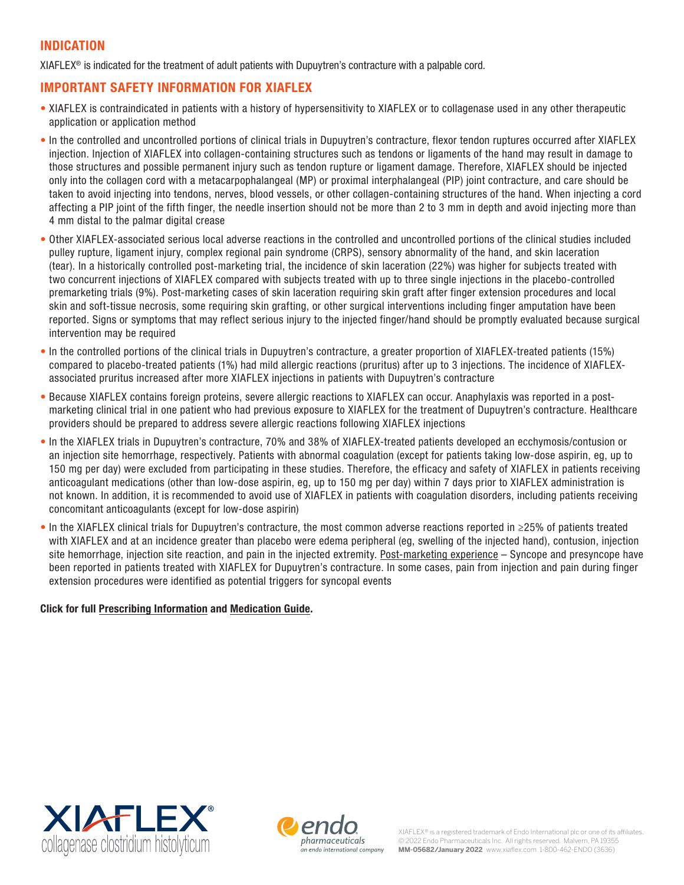## INDICATION

XIAFLEX® is indicated for the treatment of adult patients with Dupuytren's contracture with a palpable cord.

## IMPORTANT SAFETY INFORMATION FOR XIAFLEX

- XIAFLEX is contraindicated in patients with a history of hypersensitivity to XIAFLEX or to collagenase used in any other therapeutic application or application method
- In the controlled and uncontrolled portions of clinical trials in Dupuytren's contracture, flexor tendon ruptures occurred after XIAFLEX injection. Injection of XIAFLEX into collagen-containing structures such as tendons or ligaments of the hand may result in damage to those structures and possible permanent injury such as tendon rupture or ligament damage. Therefore, XIAFLEX should be injected only into the collagen cord with a metacarpophalangeal (MP) or proximal interphalangeal (PIP) joint contracture, and care should be taken to avoid injecting into tendons, nerves, blood vessels, or other collagen-containing structures of the hand. When injecting a cord affecting a PIP joint of the fifth finger, the needle insertion should not be more than 2 to 3 mm in depth and avoid injecting more than 4 mm distal to the palmar digital crease
- Other XIAFLEX-associated serious local adverse reactions in the controlled and uncontrolled portions of the clinical studies included pulley rupture, ligament injury, complex regional pain syndrome (CRPS), sensory abnormality of the hand, and skin laceration (tear). In a historically controlled post-marketing trial, the incidence of skin laceration (22%) was higher for subjects treated with two concurrent injections of XIAFLEX compared with subjects treated with up to three single injections in the placebo-controlled premarketing trials (9%). Post-marketing cases of skin laceration requiring skin graft after finger extension procedures and local skin and soft-tissue necrosis, some requiring skin grafting, or other surgical interventions including finger amputation have been reported. Signs or symptoms that may reflect serious injury to the injected finger/hand should be promptly evaluated because surgical intervention may be required
- In the controlled portions of the clinical trials in Dupuytren's contracture, a greater proportion of XIAFLEX-treated patients (15%) compared to placebo-treated patients (1%) had mild allergic reactions (pruritus) after up to 3 injections. The incidence of XIAFLEX-associated pruritus increased after more XIAFLEX injections in patients with Dupuytren's contracture
- Because XIAFLEX contains foreign proteins, severe allergic reactions to XIAFLEX can occur. Anaphylaxis was reported in a post-marketing clinical trial in one patient who had previous exposure to XIAFLEX for the treatment of Dupuytren's contracture. Healthcare providers should be prepared to address severe allergic reactions following XIAFLEX injections
- In the XIAFLEX trials in Dupuytren's contracture, 70% and 38% of XIAFLEX-treated patients developed an ecchymosis/contusion or an injection site hemorrhage, respectively. Patients with abnormal coagulation (except for patients taking low-dose aspirin, eg, up to 150 mg per day) were excluded from participating in these studies. Therefore, the efficacy and safety of XIAFLEX in patients receiving anticoagulant medications (other than low-dose aspirin, eg, up to 150 mg per day) within 7 days prior to XIAFLEX administration is not known. In addition, it is recommended to avoid use of XIAFLEX in patients with coagulation disorders, including patients receiving concomitant anticoagulants (except for low-dose aspirin)
- In the XIAFLEX clinical trials for Dupuytren's contracture, the most common adverse reactions reported in ≥25% of patients treated with XIAFLEX and at an incidence greater than placebo were edema peripheral (eg, swelling of the injected hand), contusion, injection site hemorrhage, injection site reaction, and pain in the injected extremity. Post-marketing experience – Syncope and presyncope have been reported in patients treated with XIAFLEX for Dupuytren's contracture. In some cases, pain from injection and pain during finger extension procedures were identified as potential triggers for syncopal events

**Click for full Prescribing Information and Medication Guide.**

XIAFLEX®
collagenase clostridium histolyticum

endo pharmaceuticals
an endo international company

XIAFLEX® is a registered trademark of Endo International plc or one of its affiliates.
© 2022 Endo Pharmaceuticals Inc. All rights reserved. Malvern, PA 19355
**MM-05682/January 2022** www.xiaflex.com 1-800-462-ENDO (3636)